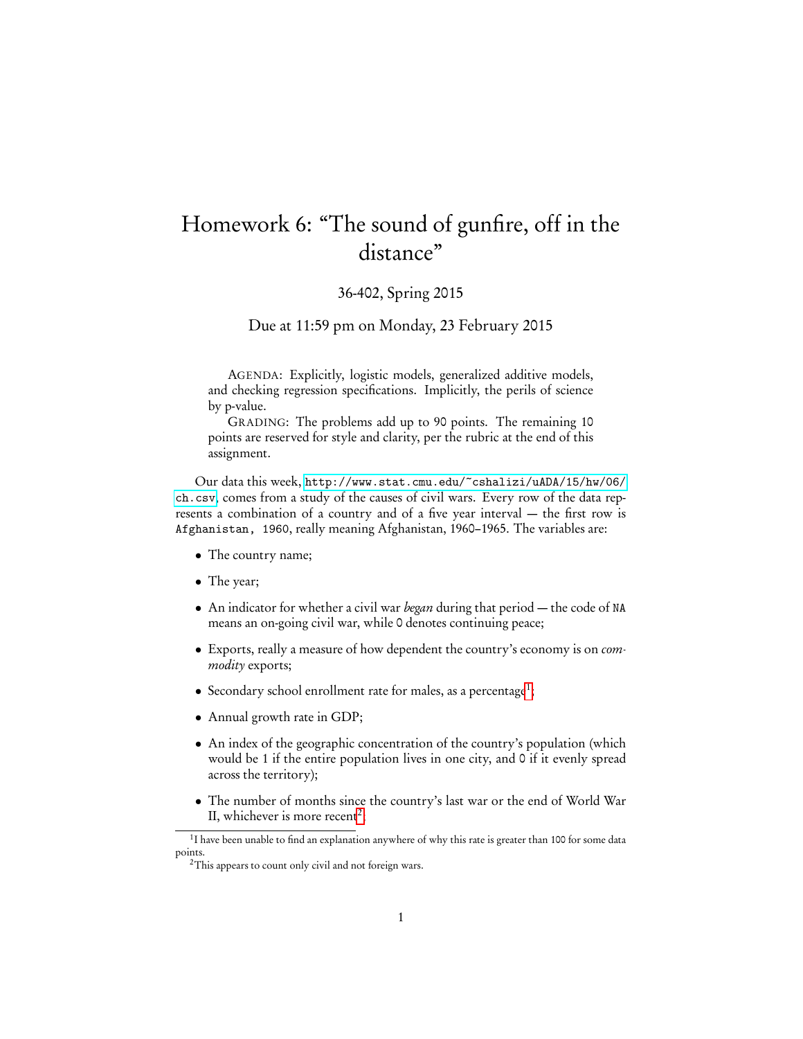# Homework 6: "The sound of gunfire, off in the distance"

36-402, Spring 2015

Due at 11:59 pm on Monday, 23 February 2015

AGENDA: Explicitly, logistic models, generalized additive models, and checking regression specifications. Implicitly, the perils of science by p-value.

GRADING: The problems add up to 90 points. The remaining 10 points are reserved for style and clarity, per the rubric at the end of this assignment.

Our data this week, `http://www.stat.cmu.edu/~cshalizi/uADA/15/hw/06/ch.csv`, comes from a study of the causes of civil wars. Every row of the data represents a combination of a country and of a five year interval — the first row is `Afghanistan, 1960`, really meaning Afghanistan, 1960–1965. The variables are:

- The country name;
- The year;
- An indicator for whether a civil war *began* during that period — the code of `NA` means an on-going civil war, while `0` denotes continuing peace;
- Exports, really a measure of how dependent the country's economy is on *commodity* exports;
- Secondary school enrollment rate for males, as a percentage[1];
- Annual growth rate in GDP;
- An index of the geographic concentration of the country's population (which would be 1 if the entire population lives in one city, and 0 if it evenly spread across the territory);
- The number of months since the country's last war or the end of World War II, whichever is more recent[2];

[1] I have been unable to find an explanation anywhere of why this rate is greater than 100 for some data points.

[2] This appears to count only civil and not foreign wars.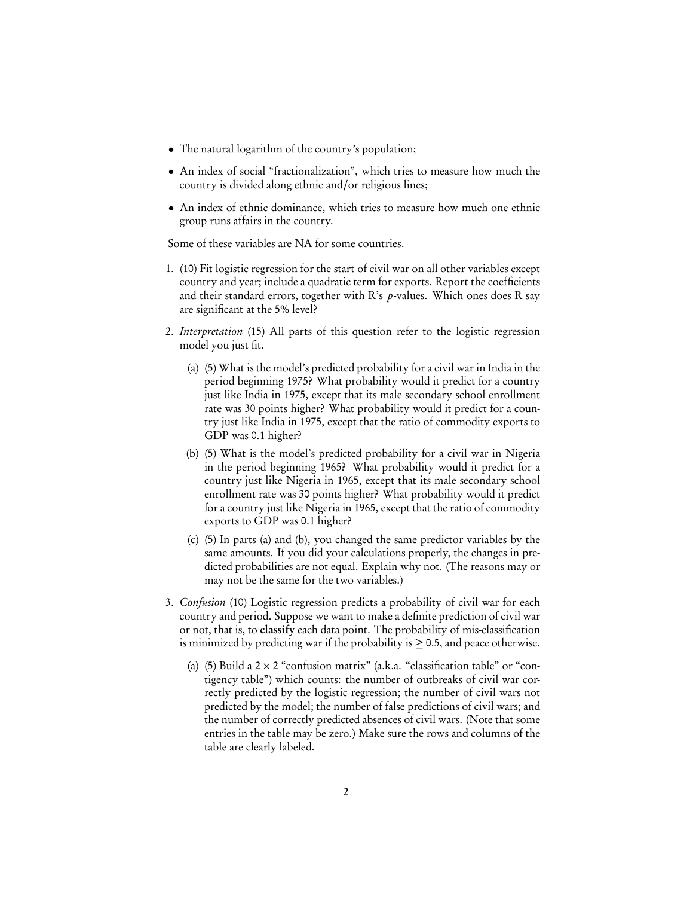- The natural logarithm of the country's population;
- An index of social "fractionalization", which tries to measure how much the country is divided along ethnic and/or religious lines;
- An index of ethnic dominance, which tries to measure how much one ethnic group runs affairs in the country.

Some of these variables are NA for some countries.

1. (10) Fit logistic regression for the start of civil war on all other variables except country and year; include a quadratic term for exports. Report the coefficients and their standard errors, together with R's $p$-values. Which ones does R say are significant at the 5% level?

2. *Interpretation* (15) All parts of this question refer to the logistic regression model you just fit.

   (a) (5) What is the model's predicted probability for a civil war in India in the period beginning 1975? What probability would it predict for a country just like India in 1975, except that its male secondary school enrollment rate was 30 points higher? What probability would it predict for a country just like India in 1975, except that the ratio of commodity exports to GDP was 0.1 higher?

   (b) (5) What is the model's predicted probability for a civil war in Nigeria in the period beginning 1965? What probability would it predict for a country just like Nigeria in 1965, except that its male secondary school enrollment rate was 30 points higher? What probability would it predict for a country just like Nigeria in 1965, except that the ratio of commodity exports to GDP was 0.1 higher?

   (c) (5) In parts (a) and (b), you changed the same predictor variables by the same amounts. If you did your calculations properly, the changes in predicted probabilities are not equal. Explain why not. (The reasons may or may not be the same for the two variables.)

3. *Confusion* (10) Logistic regression predicts a probability of civil war for each country and period. Suppose we want to make a definite prediction of civil war or not, that is, to **classify** each data point. The probability of mis-classification is minimized by predicting war if the probability is $\geq 0.5$, and peace otherwise.

   (a) (5) Build a $2 \times 2$ "confusion matrix" (a.k.a. "classification table" or "contigency table") which counts: the number of outbreaks of civil war correctly predicted by the logistic regression; the number of civil wars not predicted by the model; the number of false predictions of civil wars; and the number of correctly predicted absences of civil wars. (Note that some entries in the table may be zero.) Make sure the rows and columns of the table are clearly labeled.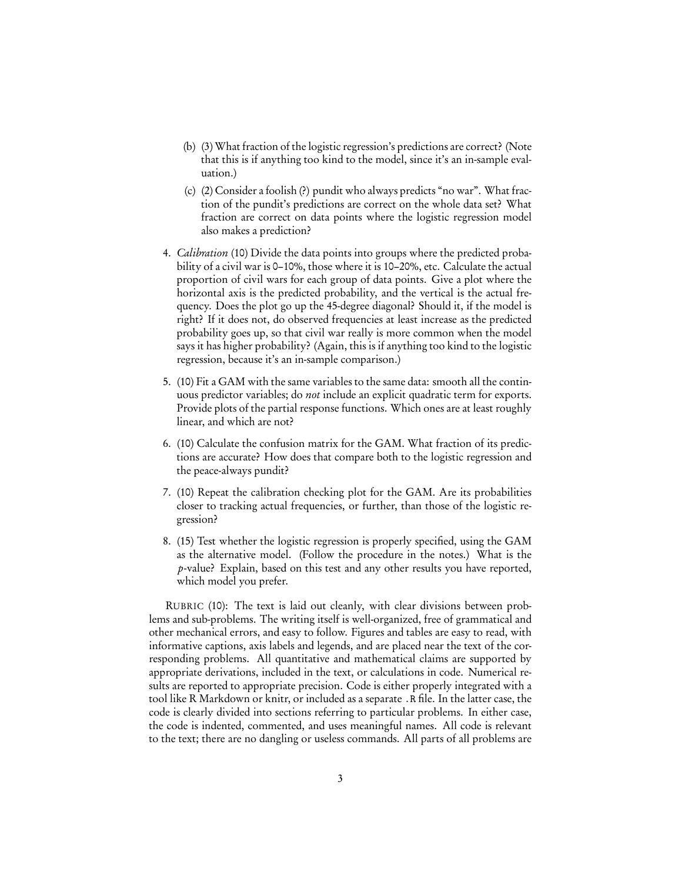(b) (3) What fraction of the logistic regression's predictions are correct? (Note that this is if anything too kind to the model, since it's an in-sample evaluation.)

(c) (2) Consider a foolish (?) pundit who always predicts "no war". What fraction of the pundit's predictions are correct on the whole data set? What fraction are correct on data points where the logistic regression model also makes a prediction?

4. *Calibration* (10) Divide the data points into groups where the predicted probability of a civil war is 0–10%, those where it is 10–20%, etc. Calculate the actual proportion of civil wars for each group of data points. Give a plot where the horizontal axis is the predicted probability, and the vertical is the actual frequency. Does the plot go up the 45-degree diagonal? Should it, if the model is right? If it does not, do observed frequencies at least increase as the predicted probability goes up, so that civil war really is more common when the model says it has higher probability? (Again, this is if anything too kind to the logistic regression, because it's an in-sample comparison.)

5. (10) Fit a GAM with the same variables to the same data: smooth all the continuous predictor variables; do *not* include an explicit quadratic term for exports. Provide plots of the partial response functions. Which ones are at least roughly linear, and which are not?

6. (10) Calculate the confusion matrix for the GAM. What fraction of its predictions are accurate? How does that compare both to the logistic regression and the peace-always pundit?

7. (10) Repeat the calibration checking plot for the GAM. Are its probabilities closer to tracking actual frequencies, or further, than those of the logistic regression?

8. (15) Test whether the logistic regression is properly specified, using the GAM as the alternative model. (Follow the procedure in the notes.) What is the $p$-value? Explain, based on this test and any other results you have reported, which model you prefer.

RUBRIC (10): The text is laid out cleanly, with clear divisions between problems and sub-problems. The writing itself is well-organized, free of grammatical and other mechanical errors, and easy to follow. Figures and tables are easy to read, with informative captions, axis labels and legends, and are placed near the text of the corresponding problems. All quantitative and mathematical claims are supported by appropriate derivations, included in the text, or calculations in code. Numerical results are reported to appropriate precision. Code is either properly integrated with a tool like R Markdown or knitr, or included as a separate `.R` file. In the latter case, the code is clearly divided into sections referring to particular problems. In either case, the code is indented, commented, and uses meaningful names. All code is relevant to the text; there are no dangling or useless commands. All parts of all problems are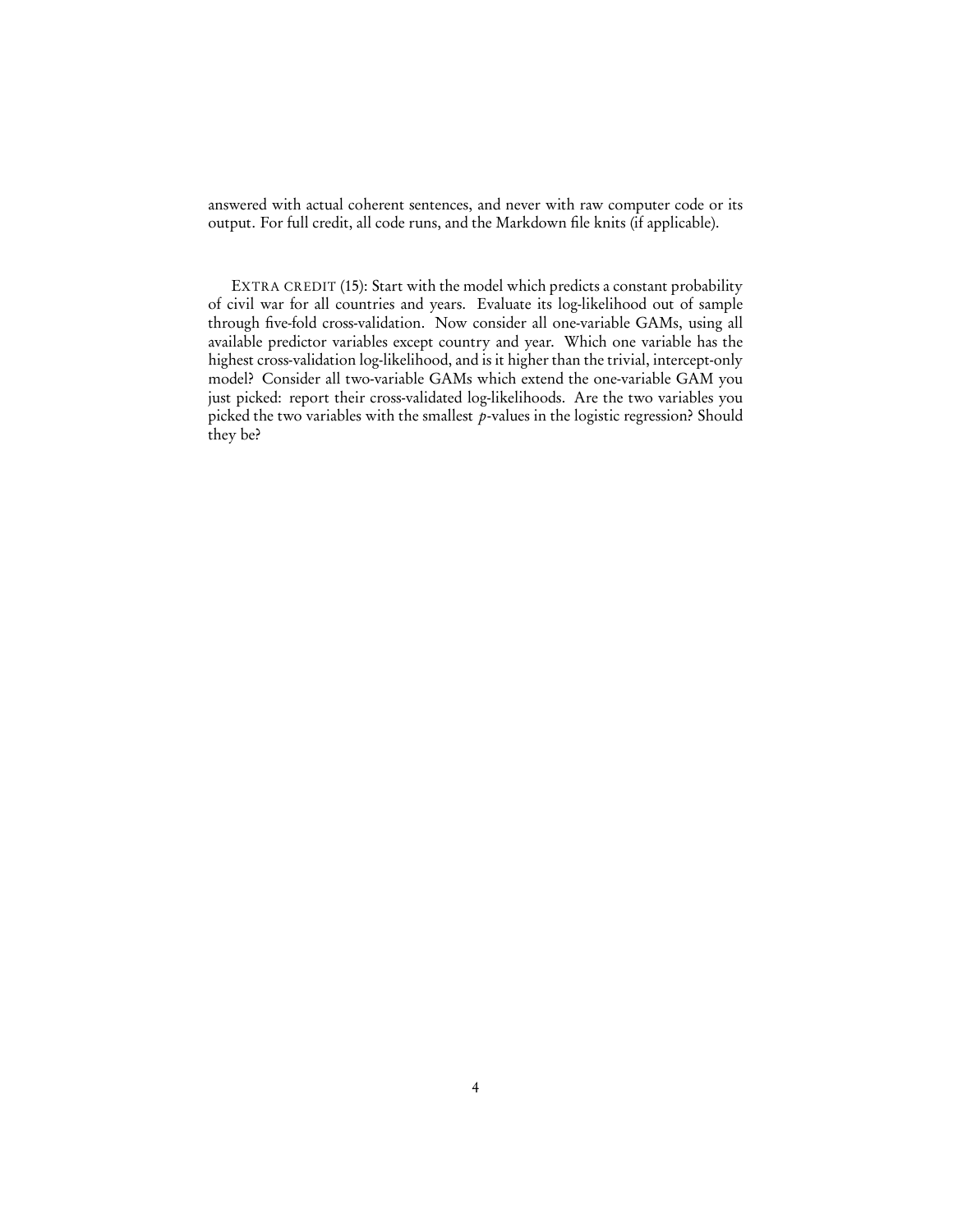answered with actual coherent sentences, and never with raw computer code or its output. For full credit, all code runs, and the Markdown file knits (if applicable).

EXTRA CREDIT (15): Start with the model which predicts a constant probability of civil war for all countries and years. Evaluate its log-likelihood out of sample through five-fold cross-validation. Now consider all one-variable GAMs, using all available predictor variables except country and year. Which one variable has the highest cross-validation log-likelihood, and is it higher than the trivial, intercept-only model? Consider all two-variable GAMs which extend the one-variable GAM you just picked: report their cross-validated log-likelihoods. Are the two variables you picked the two variables with the smallest $p$-values in the logistic regression? Should they be?